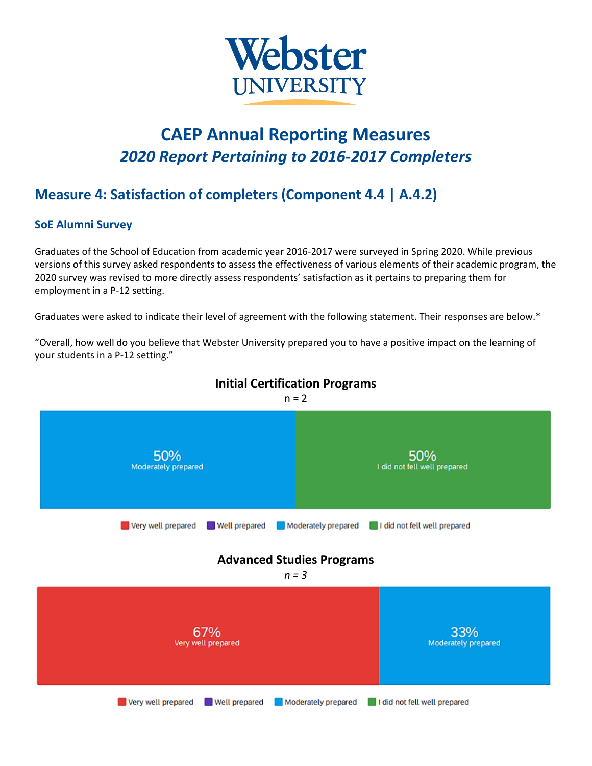Webster UNIVERSITY

# CAEP Annual Reporting Measures

## *2020 Report Pertaining to 2016-2017 Completers*

## Measure 4: Satisfaction of completers (Component 4.4 | A.4.2)

### SoE Alumni Survey

Graduates of the School of Education from academic year 2016-2017 were surveyed in Spring 2020. While previous versions of this survey asked respondents to assess the effectiveness of various elements of their academic program, the 2020 survey was revised to more directly assess respondents' satisfaction as it pertains to preparing them for employment in a P-12 setting.

Graduates were asked to indicate their level of agreement with the following statement. Their responses are below.*

"Overall, how well do you believe that Webster University prepared you to have a positive impact on the learning of your students in a P-12 setting."

**Initial Certification Programs**

n = 2

50%
Moderately prepared

50%
I did not fell well prepared

Very well prepared
Well prepared
Moderately prepared
I did not fell well prepared

**Advanced Studies Programs**

*n = 3*

67%
Very well prepared

33%
Moderately prepared

Very well prepared
Well prepared
Moderately prepared
I did not fell well prepared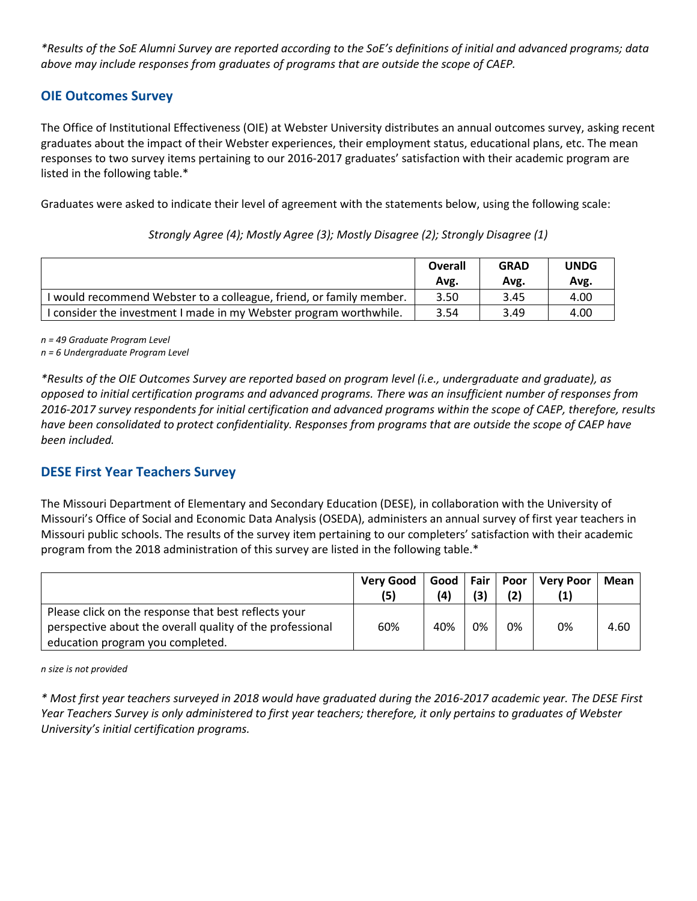*\*Results of the SoE Alumni Survey are reported according to the SoE's definitions of initial and advanced programs; data above may include responses from graduates of programs that are outside the scope of CAEP.*

## OIE Outcomes Survey

The Office of Institutional Effectiveness (OIE) at Webster University distributes an annual outcomes survey, asking recent graduates about the impact of their Webster experiences, their employment status, educational plans, etc. The mean responses to two survey items pertaining to our 2016-2017 graduates' satisfaction with their academic program are listed in the following table.*

Graduates were asked to indicate their level of agreement with the statements below, using the following scale:

*Strongly Agree (4); Mostly Agree (3); Mostly Disagree (2); Strongly Disagree (1)*

| | Overall Avg. | GRAD Avg. | UNDG Avg. |
|---|---|---|---|
| I would recommend Webster to a colleague, friend, or family member. | 3.50 | 3.45 | 4.00 |
| I consider the investment I made in my Webster program worthwhile. | 3.54 | 3.49 | 4.00 |

*n = 49 Graduate Program Level*
*n = 6 Undergraduate Program Level*

*\*Results of the OIE Outcomes Survey are reported based on program level (i.e., undergraduate and graduate), as opposed to initial certification programs and advanced programs. There was an insufficient number of responses from 2016-2017 survey respondents for initial certification and advanced programs within the scope of CAEP, therefore, results have been consolidated to protect confidentiality. Responses from programs that are outside the scope of CAEP have been included.*

## DESE First Year Teachers Survey

The Missouri Department of Elementary and Secondary Education (DESE), in collaboration with the University of Missouri's Office of Social and Economic Data Analysis (OSEDA), administers an annual survey of first year teachers in Missouri public schools. The results of the survey item pertaining to our completers' satisfaction with their academic program from the 2018 administration of this survey are listed in the following table.*

| | Very Good (5) | Good (4) | Fair (3) | Poor (2) | Very Poor (1) | Mean |
|---|---|---|---|---|---|---|
| Please click on the response that best reflects your perspective about the overall quality of the professional education program you completed. | 60% | 40% | 0% | 0% | 0% | 4.60 |

*n size is not provided*

*\* Most first year teachers surveyed in 2018 would have graduated during the 2016-2017 academic year. The DESE First Year Teachers Survey is only administered to first year teachers; therefore, it only pertains to graduates of Webster University's initial certification programs.*